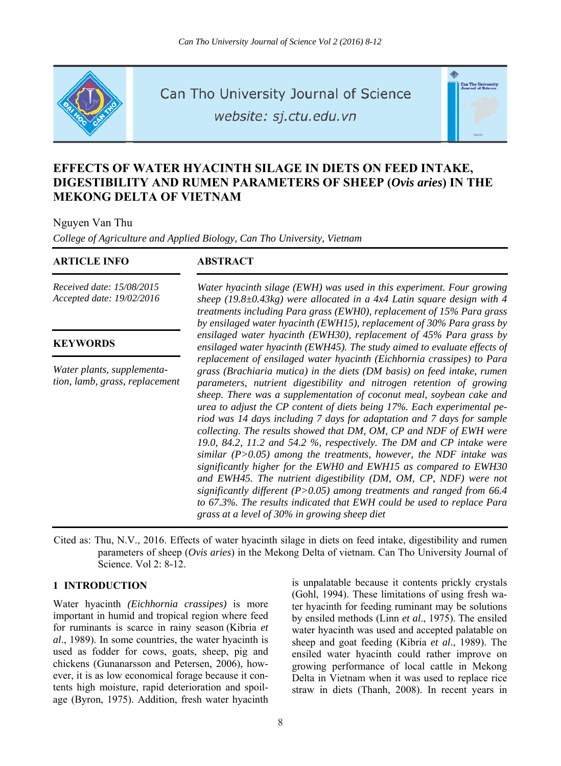# EFFECTS OF WATER HYACINTH SILAGE IN DIETS ON FEED INTAKE, DIGESTIBILITY AND RUMEN PARAMETERS OF SHEEP (*Ovis aries*) IN THE MEKONG DELTA OF VIETNAM

Nguyen Van Thu

*College of Agriculture and Applied Biology, Can Tho University, Vietnam*

**ARTICLE INFO**

*Received date: 15/08/2015*
*Accepted date: 19/02/2016*

**KEYWORDS**

*Water plants, supplementation, lamb, grass, replacement*

**ABSTRACT**

*Water hyacinth silage (EWH) was used in this experiment. Four growing sheep (19.8±0.43kg) were allocated in a 4x4 Latin square design with 4 treatments including Para grass (EWH0), replacement of 15% Para grass by ensilaged water hyacinth (EWH15), replacement of 30% Para grass by ensilaged water hyacinth (EWH30), replacement of 45% Para grass by ensilaged water hyacinth (EWH45). The study aimed to evaluate effects of replacement of ensilaged water hyacinth (Eichhornia crassipes) to Para grass (Brachiaria mutica) in the diets (DM basis) on feed intake, rumen parameters, nutrient digestibility and nitrogen retention of growing sheep. There was a supplementation of coconut meal, soybean cake and urea to adjust the CP content of diets being 17%. Each experimental period was 14 days including 7 days for adaptation and 7 days for sample collecting. The results showed that DM, OM, CP and NDF of EWH were 19.0, 84.2, 11.2 and 54.2 %, respectively. The DM and CP intake were similar (P>0.05) among the treatments, however, the NDF intake was significantly higher for the EWH0 and EWH15 as compared to EWH30 and EWH45. The nutrient digestibility (DM, OM, CP, NDF) were not significantly different (P>0.05) among treatments and ranged from 66.4 to 67.3%. The results indicated that EWH could be used to replace Para grass at a level of 30% in growing sheep diet*

Cited as: Thu, N.V., 2016. Effects of water hyacinth silage in diets on feed intake, digestibility and rumen parameters of sheep (*Ovis aries*) in the Mekong Delta of vietnam. Can Tho University Journal of Science. Vol 2: 8-12.

## 1 INTRODUCTION

Water hyacinth *(Eichhornia crassipes)* is more important in humid and tropical region where feed for ruminants is scarce in rainy season (Kibria *et al*., 1989). In some countries, the water hyacinth is used as fodder for cows, goats, sheep, pig and chickens (Gunanarsson and Petersen, 2006), however, it is as low economical forage because it contents high moisture, rapid deterioration and spoilage (Byron, 1975). Addition, fresh water hyacinth is unpalatable because it contents prickly crystals (Gohl, 1994). These limitations of using fresh water hyacinth for feeding ruminant may be solutions by ensiled methods (Linn *et al*., 1975). The ensiled water hyacinth was used and accepted palatable on sheep and goat feeding (Kibria *et al*., 1989). The ensiled water hyacinth could rather improve on growing performance of local cattle in Mekong Delta in Vietnam when it was used to replace rice straw in diets (Thanh, 2008). In recent years in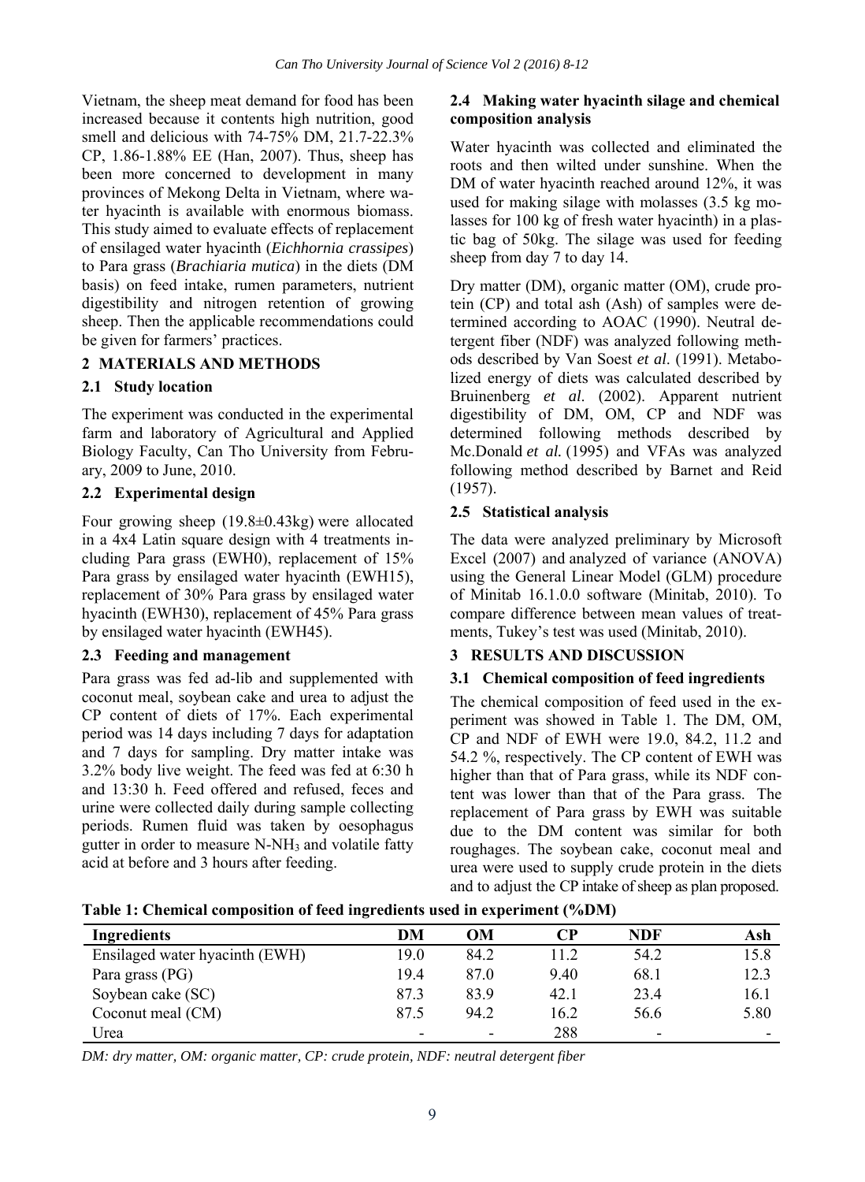Vietnam, the sheep meat demand for food has been increased because it contents high nutrition, good smell and delicious with 74-75% DM, 21.7-22.3% CP, 1.86-1.88% EE (Han, 2007). Thus, sheep has been more concerned to development in many provinces of Mekong Delta in Vietnam, where water hyacinth is available with enormous biomass. This study aimed to evaluate effects of replacement of ensilaged water hyacinth (*Eichhornia crassipes*) to Para grass (*Brachiaria mutica*) in the diets (DM basis) on feed intake, rumen parameters, nutrient digestibility and nitrogen retention of growing sheep. Then the applicable recommendations could be given for farmers' practices.

## 2 MATERIALS AND METHODS

### 2.1 Study location

The experiment was conducted in the experimental farm and laboratory of Agricultural and Applied Biology Faculty, Can Tho University from February, 2009 to June, 2010.

### 2.2 Experimental design

Four growing sheep (19.8±0.43kg) were allocated in a 4x4 Latin square design with 4 treatments including Para grass (EWH0), replacement of 15% Para grass by ensilaged water hyacinth (EWH15), replacement of 30% Para grass by ensilaged water hyacinth (EWH30), replacement of 45% Para grass by ensilaged water hyacinth (EWH45).

### 2.3 Feeding and management

Para grass was fed ad-lib and supplemented with coconut meal, soybean cake and urea to adjust the CP content of diets of 17%. Each experimental period was 14 days including 7 days for adaptation and 7 days for sampling. Dry matter intake was 3.2% body live weight. The feed was fed at 6:30 h and 13:30 h. Feed offered and refused, feces and urine were collected daily during sample collecting periods. Rumen fluid was taken by oesophagus gutter in order to measure $N\text{-}NH_3$ and volatile fatty acid at before and 3 hours after feeding.

### 2.4 Making water hyacinth silage and chemical composition analysis

Water hyacinth was collected and eliminated the roots and then wilted under sunshine. When the DM of water hyacinth reached around 12%, it was used for making silage with molasses (3.5 kg molasses for 100 kg of fresh water hyacinth) in a plastic bag of 50kg. The silage was used for feeding sheep from day 7 to day 14.

Dry matter (DM), organic matter (OM), crude protein (CP) and total ash (Ash) of samples were determined according to AOAC (1990). Neutral detergent fiber (NDF) was analyzed following methods described by Van Soest *et al*. (1991). Metabolized energy of diets was calculated described by Bruinenberg *et al*. (2002). Apparent nutrient digestibility of DM, OM, CP and NDF was determined following methods described by Mc.Donald *et al.* (1995) and VFAs was analyzed following method described by Barnet and Reid (1957).

### 2.5 Statistical analysis

The data were analyzed preliminary by Microsoft Excel (2007) and analyzed of variance (ANOVA) using the General Linear Model (GLM) procedure of Minitab 16.1.0.0 software (Minitab, 2010). To compare difference between mean values of treatments, Tukey's test was used (Minitab, 2010).

## 3 RESULTS AND DISCUSSION

### 3.1 Chemical composition of feed ingredients

The chemical composition of feed used in the experiment was showed in Table 1. The DM, OM, CP and NDF of EWH were 19.0, 84.2, 11.2 and 54.2 %, respectively. The CP content of EWH was higher than that of Para grass, while its NDF content was lower than that of the Para grass. The replacement of Para grass by EWH was suitable due to the DM content was similar for both roughages. The soybean cake, coconut meal and urea were used to supply crude protein in the diets and to adjust the CP intake of sheep as plan proposed.

**Table 1: Chemical composition of feed ingredients used in experiment (%DM)**

| Ingredients | DM | OM | CP | NDF | Ash |
|---|---|---|---|---|---|
| Ensilaged water hyacinth (EWH) | 19.0 | 84.2 | 11.2 | 54.2 | 15.8 |
| Para grass (PG) | 19.4 | 87.0 | 9.40 | 68.1 | 12.3 |
| Soybean cake (SC) | 87.3 | 83.9 | 42.1 | 23.4 | 16.1 |
| Coconut meal (CM) | 87.5 | 94.2 | 16.2 | 56.6 | 5.80 |
| Urea | - | - | 288 | - | - |

*DM: dry matter, OM: organic matter, CP: crude protein, NDF: neutral detergent fiber*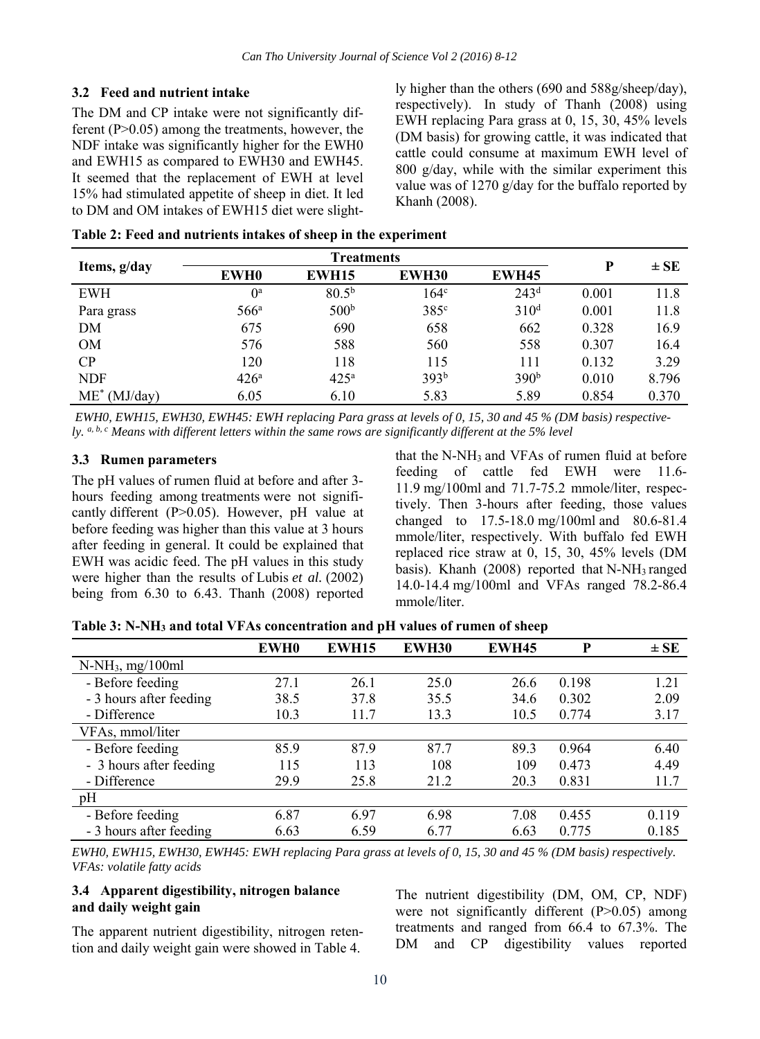### 3.2 Feed and nutrient intake

The DM and CP intake were not significantly different (P>0.05) among the treatments, however, the NDF intake was significantly higher for the EWH0 and EWH15 as compared to EWH30 and EWH45. It seemed that the replacement of EWH at level 15% had stimulated appetite of sheep in diet. It led to DM and OM intakes of EWH15 diet were slightly higher than the others (690 and 588g/sheep/day), respectively). In study of Thanh (2008) using EWH replacing Para grass at 0, 15, 30, 45% levels (DM basis) for growing cattle, it was indicated that cattle could consume at maximum EWH level of 800 g/day, while with the similar experiment this value was of 1270 g/day for the buffalo reported by Khanh (2008).

**Table 2: Feed and nutrients intakes of sheep in the experiment**

| Items, g/day | Treatments | | | | P | ± SE |
|---|---|---|---|---|---|---|
| | EWH0 | EWH15 | EWH30 | EWH45 | | |
| EWH | 0[a] | 80.5[b] | 164[c] | 243[d] | 0.001 | 11.8 |
| Para grass | 566[a] | 500[b] | 385[c] | 310[d] | 0.001 | 11.8 |
| DM | 675 | 690 | 658 | 662 | 0.328 | 16.9 |
| OM | 576 | 588 | 560 | 558 | 0.307 | 16.4 |
| CP | 120 | 118 | 115 | 111 | 0.132 | 3.29 |
| NDF | 426[a] | 425[a] | 393[b] | 390[b] | 0.010 | 8.796 |
| ME* (MJ/day) | 6.05 | 6.10 | 5.83 | 5.89 | 0.854 | 0.370 |

*EWH0, EWH15, EWH30, EWH45: EWH replacing Para grass at levels of 0, 15, 30 and 45 % (DM basis) respectively. [a, b, c] Means with different letters within the same rows are significantly different at the 5% level*

### 3.3 Rumen parameters

The pH values of rumen fluid at before and after 3-hours feeding among treatments were not significantly different (P>0.05). However, pH value at before feeding was higher than this value at 3 hours after feeding in general. It could be explained that EWH was acidic feed. The pH values in this study were higher than the results of Lubis *et al*. (2002) being from 6.30 to 6.43. Thanh (2008) reported that the $N\text{-}NH_3$ and VFAs of rumen fluid at before feeding of cattle fed EWH were 11.6-11.9 mg/100ml and 71.7-75.2 mmole/liter, respectively. Then 3-hours after feeding, those values changed to 17.5-18.0 mg/100ml and 80.6-81.4 mmole/liter, respectively. With buffalo fed EWH replaced rice straw at 0, 15, 30, 45% levels (DM basis). Khanh (2008) reported that $N\text{-}NH_3$ ranged 14.0-14.4 mg/100ml and VFAs ranged 78.2-86.4 mmole/liter.

**Table 3: $N\text{-}NH_3$ and total VFAs concentration and pH values of rumen of sheep**

| | EWH0 | EWH15 | EWH30 | EWH45 | P | ± SE |
|---|---|---|---|---|---|---|
| $N\text{-}NH_3$, mg/100ml | | | | | | |
| - Before feeding | 27.1 | 26.1 | 25.0 | 26.6 | 0.198 | 1.21 |
| - 3 hours after feeding | 38.5 | 37.8 | 35.5 | 34.6 | 0.302 | 2.09 |
| - Difference | 10.3 | 11.7 | 13.3 | 10.5 | 0.774 | 3.17 |
| VFAs, mmol/liter | | | | | | |
| - Before feeding | 85.9 | 87.9 | 87.7 | 89.3 | 0.964 | 6.40 |
| - 3 hours after feeding | 115 | 113 | 108 | 109 | 0.473 | 4.49 |
| - Difference | 29.9 | 25.8 | 21.2 | 20.3 | 0.831 | 11.7 |
| pH | | | | | | |
| - Before feeding | 6.87 | 6.97 | 6.98 | 7.08 | 0.455 | 0.119 |
| - 3 hours after feeding | 6.63 | 6.59 | 6.77 | 6.63 | 0.775 | 0.185 |

*EWH0, EWH15, EWH30, EWH45: EWH replacing Para grass at levels of 0, 15, 30 and 45 % (DM basis) respectively. VFAs: volatile fatty acids*

### 3.4 Apparent digestibility, nitrogen balance and daily weight gain

The apparent nutrient digestibility, nitrogen retention and daily weight gain were showed in Table 4.

The nutrient digestibility (DM, OM, CP, NDF) were not significantly different (P>0.05) among treatments and ranged from 66.4 to 67.3%. The DM and CP digestibility values reported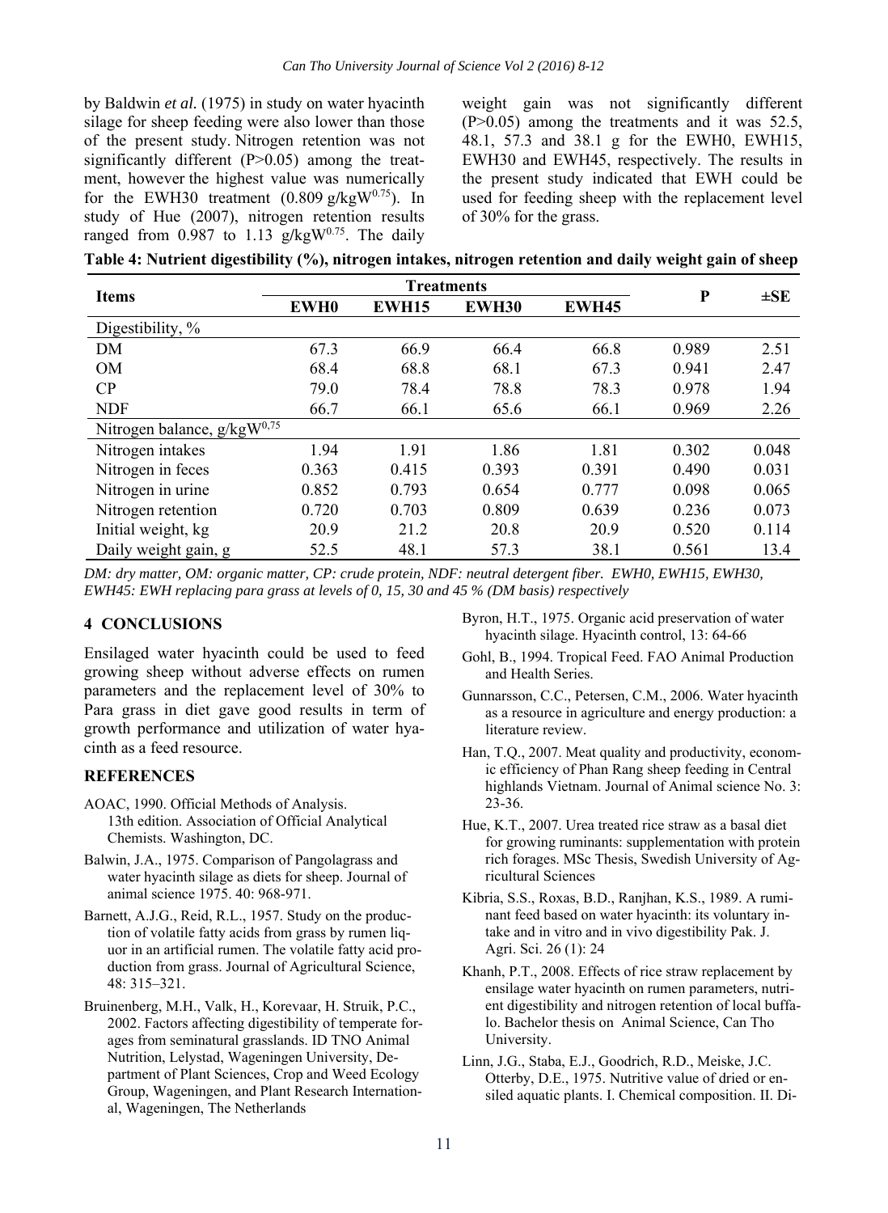by Baldwin *et al.* (1975) in study on water hyacinth silage for sheep feeding were also lower than those of the present study. Nitrogen retention was not significantly different ($P>0.05$) among the treatment, however the highest value was numerically for the EWH30 treatment (0.809 g/kg$W^{0.75}$). In study of Hue (2007), nitrogen retention results ranged from 0.987 to 1.13 g/kg$W^{0.75}$. The daily weight gain was not significantly different ($P>0.05$) among the treatments and it was 52.5, 48.1, 57.3 and 38.1 g for the EWH0, EWH15, EWH30 and EWH45, respectively. The results in the present study indicated that EWH could be used for feeding sheep with the replacement level of 30% for the grass.

**Table 4: Nutrient digestibility (%), nitrogen intakes, nitrogen retention and daily weight gain of sheep**

| Items | Treatments | | | | P | ±SE |
|---|---|---|---|---|---|---|
| | EWH0 | EWH15 | EWH30 | EWH45 | | |
| Digestibility, % | | | | | | |
| DM | 67.3 | 66.9 | 66.4 | 66.8 | 0.989 | 2.51 |
| OM | 68.4 | 68.8 | 68.1 | 67.3 | 0.941 | 2.47 |
| CP | 79.0 | 78.4 | 78.8 | 78.3 | 0.978 | 1.94 |
| NDF | 66.7 | 66.1 | 65.6 | 66.1 | 0.969 | 2.26 |
| Nitrogen balance, g/kg$W^{0,75}$ | | | | | | |
| Nitrogen intakes | 1.94 | 1.91 | 1.86 | 1.81 | 0.302 | 0.048 |
| Nitrogen in feces | 0.363 | 0.415 | 0.393 | 0.391 | 0.490 | 0.031 |
| Nitrogen in urine | 0.852 | 0.793 | 0.654 | 0.777 | 0.098 | 0.065 |
| Nitrogen retention | 0.720 | 0.703 | 0.809 | 0.639 | 0.236 | 0.073 |
| Initial weight, kg | 20.9 | 21.2 | 20.8 | 20.9 | 0.520 | 0.114 |
| Daily weight gain, g | 52.5 | 48.1 | 57.3 | 38.1 | 0.561 | 13.4 |

*DM: dry matter, OM: organic matter, CP: crude protein, NDF: neutral detergent fiber. EWH0, EWH15, EWH30, EWH45: EWH replacing para grass at levels of 0, 15, 30 and 45 % (DM basis) respectively*

## 4 CONCLUSIONS

Ensilaged water hyacinth could be used to feed growing sheep without adverse effects on rumen parameters and the replacement level of 30% to Para grass in diet gave good results in term of growth performance and utilization of water hyacinth as a feed resource.

## REFERENCES

AOAC, 1990. Official Methods of Analysis. 13th edition. Association of Official Analytical Chemists. Washington, DC.

Balwin, J.A., 1975. Comparison of Pangolagrass and water hyacinth silage as diets for sheep. Journal of animal science 1975. 40: 968-971.

Barnett, A.J.G., Reid, R.L., 1957. Study on the production of volatile fatty acids from grass by rumen liquor in an artificial rumen. The volatile fatty acid production from grass. Journal of Agricultural Science, 48: 315–321.

Bruinenberg, M.H., Valk, H., Korevaar, H. Struik, P.C., 2002. Factors affecting digestibility of temperate forages from seminatural grasslands. ID TNO Animal Nutrition, Lelystad, Wageningen University, Department of Plant Sciences, Crop and Weed Ecology Group, Wageningen, and Plant Research International, Wageningen, The Netherlands

Byron, H.T., 1975. Organic acid preservation of water hyacinth silage. Hyacinth control, 13: 64-66

Gohl, B., 1994. Tropical Feed. FAO Animal Production and Health Series.

Gunnarsson, C.C., Petersen, C.M., 2006. Water hyacinth as a resource in agriculture and energy production: a literature review.

Han, T.Q., 2007. Meat quality and productivity, economic efficiency of Phan Rang sheep feeding in Central highlands Vietnam. Journal of Animal science No. 3: 23-36.

Hue, K.T., 2007. Urea treated rice straw as a basal diet for growing ruminants: supplementation with protein rich forages. MSc Thesis, Swedish University of Agricultural Sciences

Kibria, S.S., Roxas, B.D., Ranjhan, K.S., 1989. A ruminant feed based on water hyacinth: its voluntary intake and in vitro and in vivo digestibility Pak. J. Agri. Sci. 26 (1): 24

Khanh, P.T., 2008. Effects of rice straw replacement by ensilage water hyacinth on rumen parameters, nutrient digestibility and nitrogen retention of local buffalo. Bachelor thesis on Animal Science, Can Tho University.

Linn, J.G., Staba, E.J., Goodrich, R.D., Meiske, J.C. Otterby, D.E., 1975. Nutritive value of dried or ensiled aquatic plants. I. Chemical composition. II. Di-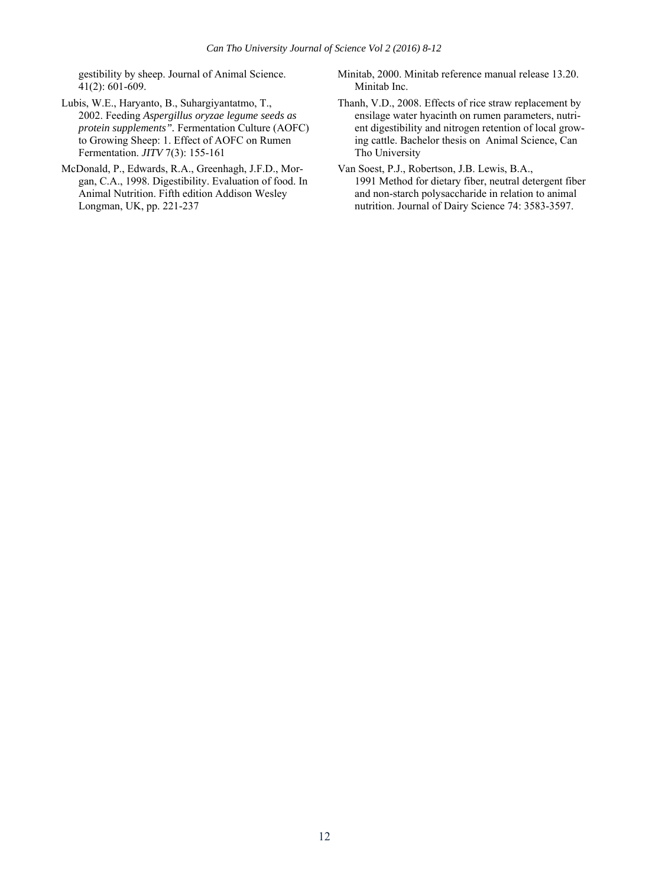gestibility by sheep. Journal of Animal Science. 41(2): 601-609.

Lubis, W.E., Haryanto, B., Suhargiyantatmo, T., 2002. Feeding *Aspergillus oryzae legume seeds as protein supplements".* Fermentation Culture (AOFC) to Growing Sheep: 1. Effect of AOFC on Rumen Fermentation. *JITV* 7(3): 155-161

McDonald, P., Edwards, R.A., Greenhagh, J.F.D., Morgan, C.A., 1998. Digestibility. Evaluation of food. In Animal Nutrition. Fifth edition Addison Wesley Longman, UK, pp. 221-237

Minitab, 2000. Minitab reference manual release 13.20. Minitab Inc.

Thanh, V.D., 2008. Effects of rice straw replacement by ensilage water hyacinth on rumen parameters, nutrient digestibility and nitrogen retention of local growing cattle. Bachelor thesis on Animal Science, Can Tho University

Van Soest, P.J., Robertson, J.B. Lewis, B.A., 1991 Method for dietary fiber, neutral detergent fiber and non-starch polysaccharide in relation to animal nutrition. Journal of Dairy Science 74: 3583-3597.